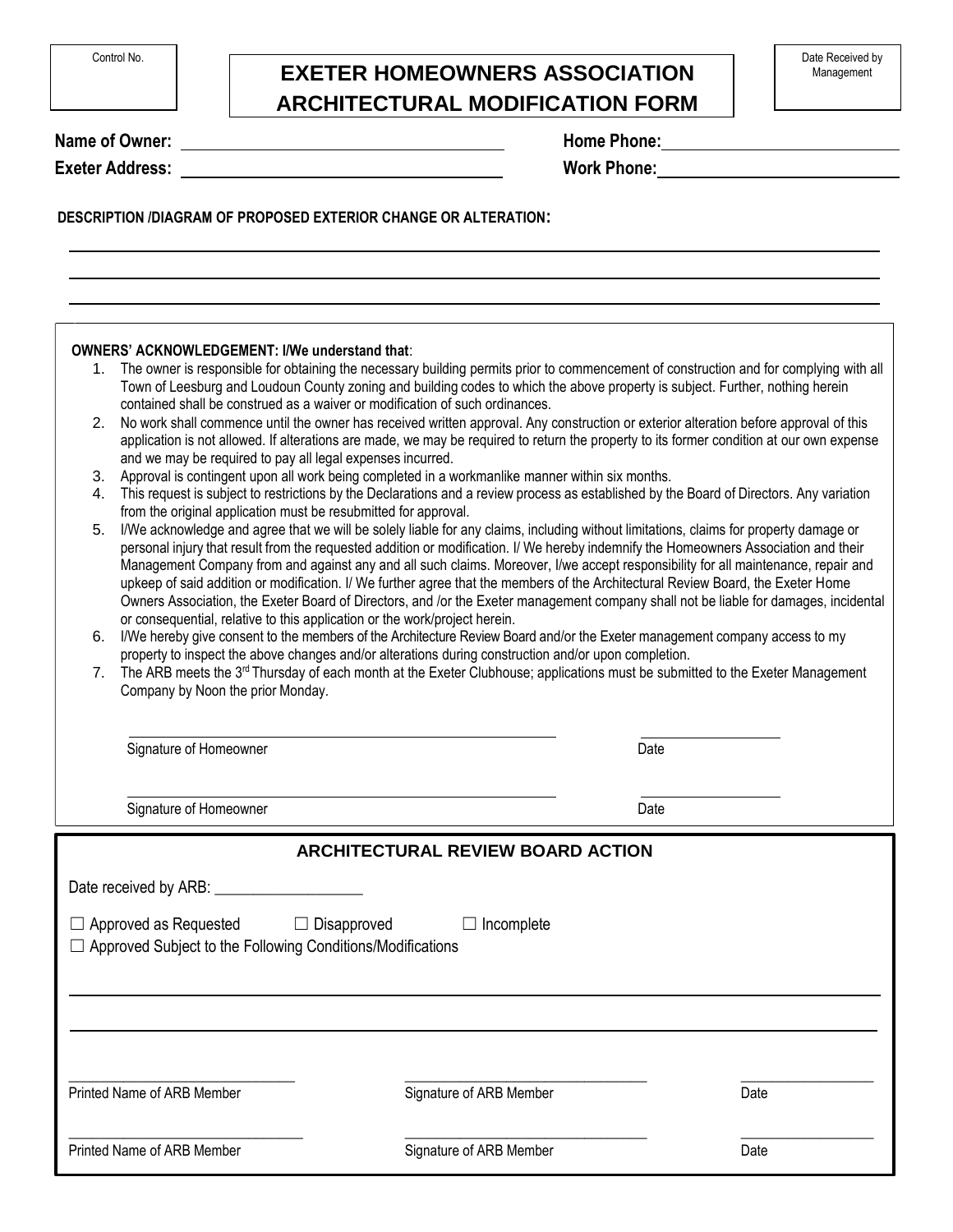Control No.

# EXETER HOMEOWNERS ASSOCIATION
# ARCHITECTURAL MODIFICATION FORM

Date Received by Management

**Name of Owner:** ______________________________ **Home Phone:** ______________________________

**Exeter Address:** ______________________________ **Work Phone:** ______________________________

**DESCRIPTION /DIAGRAM OF PROPOSED EXTERIOR CHANGE OR ALTERATION:**

______________________________________________________________________________

______________________________________________________________________________

______________________________________________________________________________

**OWNERS' ACKNOWLEDGEMENT: I/We understand that**:

1. The owner is responsible for obtaining the necessary building permits prior to commencement of construction and for complying with all Town of Leesburg and Loudoun County zoning and building codes to which the above property is subject. Further, nothing herein contained shall be construed as a waiver or modification of such ordinances.
2. No work shall commence until the owner has received written approval. Any construction or exterior alteration before approval of this application is not allowed. If alterations are made, we may be required to return the property to its former condition at our own expense and we may be required to pay all legal expenses incurred.
3. Approval is contingent upon all work being completed in a workmanlike manner within six months.
4. This request is subject to restrictions by the Declarations and a review process as established by the Board of Directors. Any variation from the original application must be resubmitted for approval.
5. I/We acknowledge and agree that we will be solely liable for any claims, including without limitations, claims for property damage or personal injury that result from the requested addition or modification. I/ We hereby indemnify the Homeowners Association and their Management Company from and against any and all such claims. Moreover, I/we accept responsibility for all maintenance, repair and upkeep of said addition or modification. I/ We further agree that the members of the Architectural Review Board, the Exeter Home Owners Association, the Exeter Board of Directors, and /or the Exeter management company shall not be liable for damages, incidental or consequential, relative to this application or the work/project herein.
6. I/We hereby give consent to the members of the Architecture Review Board and/or the Exeter management company access to my property to inspect the above changes and/or alterations during construction and/or upon completion.
7. The ARB meets the 3rd Thursday of each month at the Exeter Clubhouse; applications must be submitted to the Exeter Management Company by Noon the prior Monday.

______________________________ ______________

Signature of Homeowner Date

______________________________ ______________

Signature of Homeowner Date

## ARCHITECTURAL REVIEW BOARD ACTION

Date received by ARB: __________________

☐ Approved as Requested ☐ Disapproved ☐ Incomplete

☐ Approved Subject to the Following Conditions/Modifications

______________________________________________________________________________

______________________________________________________________________________

| ______________________ | ______________________ | ______________ |
|---|---|---|
| Printed Name of ARB Member | Signature of ARB Member | Date |
| ______________________ | ______________________ | ______________ |
| Printed Name of ARB Member | Signature of ARB Member | Date |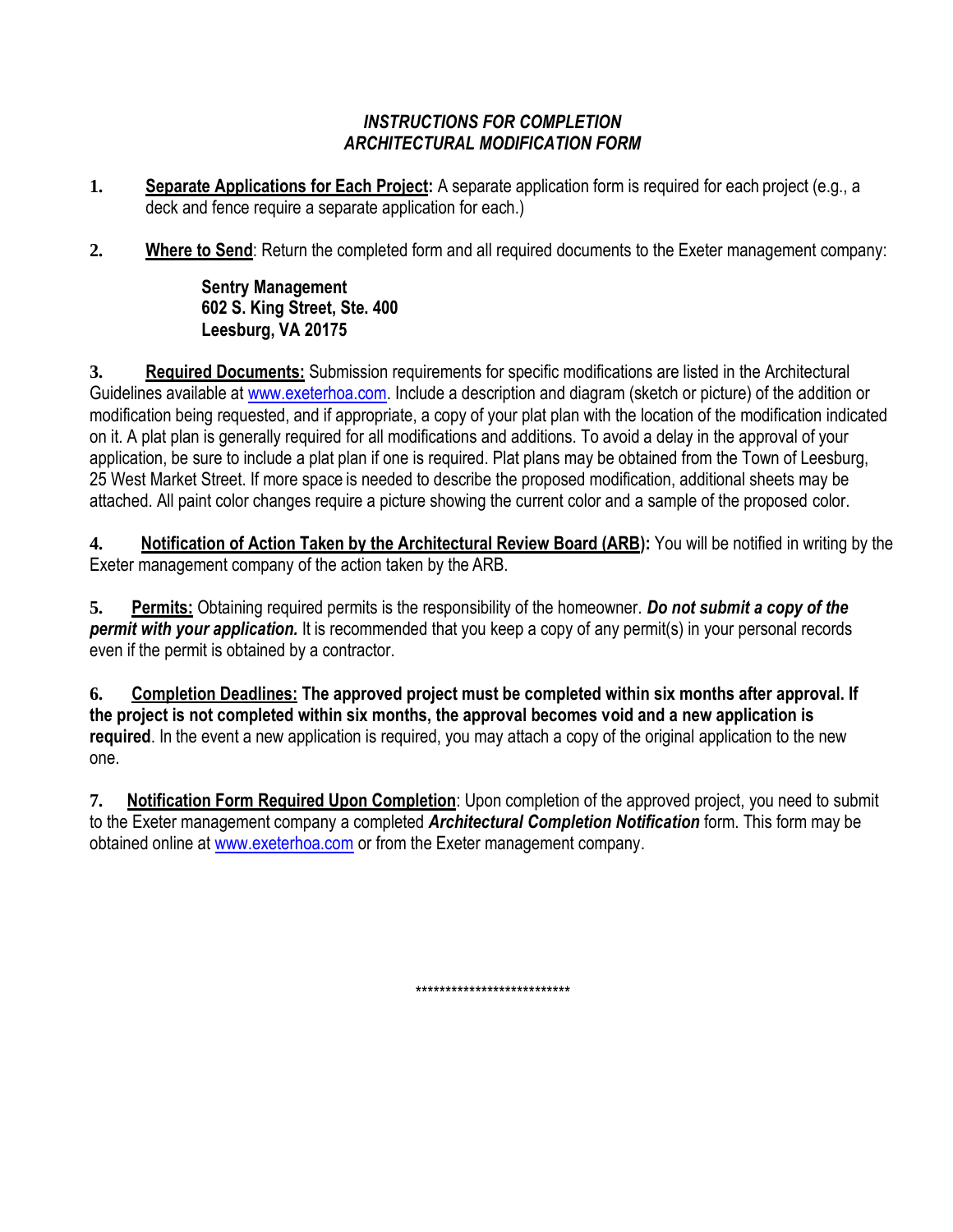# *INSTRUCTIONS FOR COMPLETION*
# *ARCHITECTURAL MODIFICATION FORM*

1. **Separate Applications for Each Project:** A separate application form is required for each project (e.g., a deck and fence require a separate application for each.)

2. **Where to Send**: Return the completed form and all required documents to the Exeter management company:

   **Sentry Management**
   **602 S. King Street, Ste. 400**
   **Leesburg, VA 20175**

3. **Required Documents:** Submission requirements for specific modifications are listed in the Architectural Guidelines available at www.exeterhoa.com. Include a description and diagram (sketch or picture) of the addition or modification being requested, and if appropriate, a copy of your plat plan with the location of the modification indicated on it. A plat plan is generally required for all modifications and additions. To avoid a delay in the approval of your application, be sure to include a plat plan if one is required. Plat plans may be obtained from the Town of Leesburg, 25 West Market Street. If more space is needed to describe the proposed modification, additional sheets may be attached. All paint color changes require a picture showing the current color and a sample of the proposed color.

4. **Notification of Action Taken by the Architectural Review Board (ARB):** You will be notified in writing by the Exeter management company of the action taken by the ARB.

5. **Permits:** Obtaining required permits is the responsibility of the homeowner. ***Do not submit a copy of the permit with your application.*** It is recommended that you keep a copy of any permit(s) in your personal records even if the permit is obtained by a contractor.

6. **Completion Deadlines:** **The approved project must be completed within six months after approval. If the project is not completed within six months, the approval becomes void and a new application is required**. In the event a new application is required, you may attach a copy of the original application to the new one.

7. **Notification Form Required Upon Completion**: Upon completion of the approved project, you need to submit to the Exeter management company a completed ***Architectural Completion Notification*** form. This form may be obtained online at www.exeterhoa.com or from the Exeter management company.

**************************